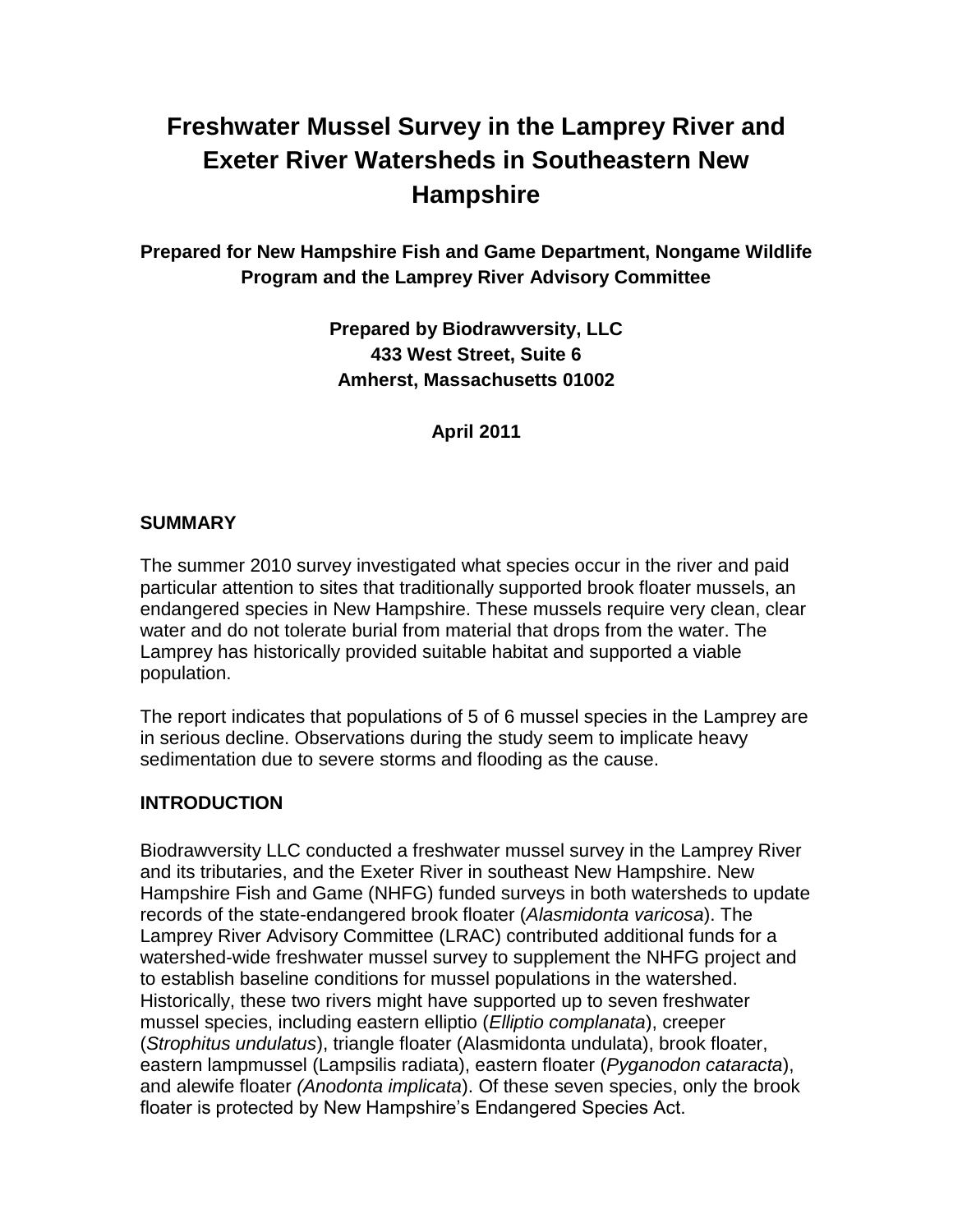# Freshwater Mussel Survey in the Lamprey River and Exeter River Watersheds in Southeastern New Hampshire

**Prepared for New Hampshire Fish and Game Department, Nongame Wildlife Program and the Lamprey River Advisory Committee**

**Prepared by Biodrawversity, LLC**
**433 West Street, Suite 6**
**Amherst, Massachusetts 01002**

**April 2011**

## SUMMARY

The summer 2010 survey investigated what species occur in the river and paid particular attention to sites that traditionally supported brook floater mussels, an endangered species in New Hampshire. These mussels require very clean, clear water and do not tolerate burial from material that drops from the water. The Lamprey has historically provided suitable habitat and supported a viable population.

The report indicates that populations of 5 of 6 mussel species in the Lamprey are in serious decline. Observations during the study seem to implicate heavy sedimentation due to severe storms and flooding as the cause.

## INTRODUCTION

Biodrawversity LLC conducted a freshwater mussel survey in the Lamprey River and its tributaries, and the Exeter River in southeast New Hampshire. New Hampshire Fish and Game (NHFG) funded surveys in both watersheds to update records of the state-endangered brook floater (*Alasmidonta varicosa*). The Lamprey River Advisory Committee (LRAC) contributed additional funds for a watershed-wide freshwater mussel survey to supplement the NHFG project and to establish baseline conditions for mussel populations in the watershed. Historically, these two rivers might have supported up to seven freshwater mussel species, including eastern elliptio (*Elliptio complanata*), creeper (*Strophitus undulatus*), triangle floater (Alasmidonta undulata), brook floater, eastern lampmussel (Lampsilis radiata), eastern floater (*Pyganodon cataracta*), and alewife floater *(Anodonta implicata*). Of these seven species, only the brook floater is protected by New Hampshire's Endangered Species Act.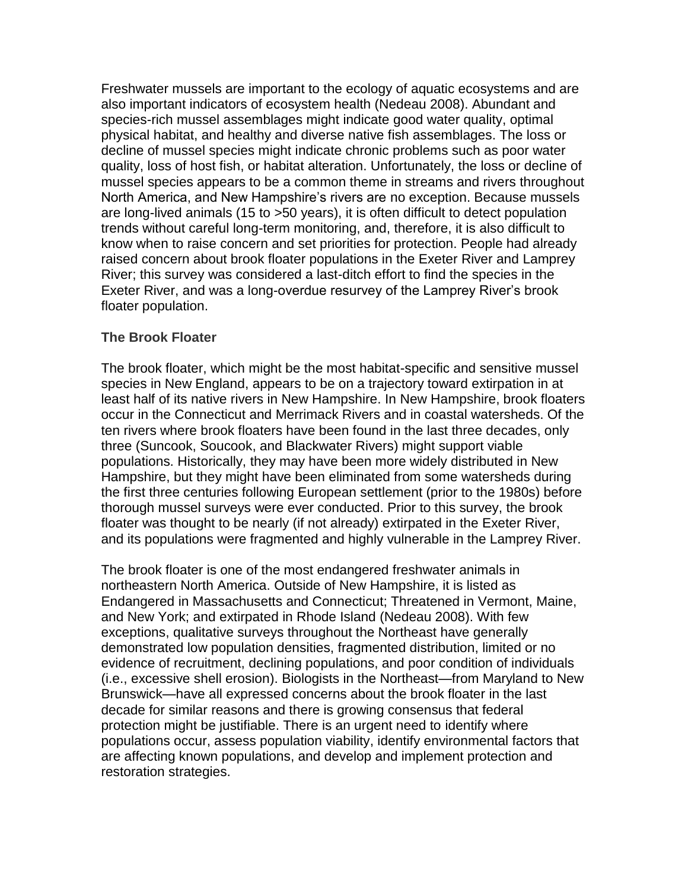Freshwater mussels are important to the ecology of aquatic ecosystems and are also important indicators of ecosystem health (Nedeau 2008). Abundant and species-rich mussel assemblages might indicate good water quality, optimal physical habitat, and healthy and diverse native fish assemblages. The loss or decline of mussel species might indicate chronic problems such as poor water quality, loss of host fish, or habitat alteration. Unfortunately, the loss or decline of mussel species appears to be a common theme in streams and rivers throughout North America, and New Hampshire's rivers are no exception. Because mussels are long-lived animals (15 to >50 years), it is often difficult to detect population trends without careful long-term monitoring, and, therefore, it is also difficult to know when to raise concern and set priorities for protection. People had already raised concern about brook floater populations in the Exeter River and Lamprey River; this survey was considered a last-ditch effort to find the species in the Exeter River, and was a long-overdue resurvey of the Lamprey River's brook floater population.

### The Brook Floater

The brook floater, which might be the most habitat-specific and sensitive mussel species in New England, appears to be on a trajectory toward extirpation in at least half of its native rivers in New Hampshire. In New Hampshire, brook floaters occur in the Connecticut and Merrimack Rivers and in coastal watersheds. Of the ten rivers where brook floaters have been found in the last three decades, only three (Suncook, Soucook, and Blackwater Rivers) might support viable populations. Historically, they may have been more widely distributed in New Hampshire, but they might have been eliminated from some watersheds during the first three centuries following European settlement (prior to the 1980s) before thorough mussel surveys were ever conducted. Prior to this survey, the brook floater was thought to be nearly (if not already) extirpated in the Exeter River, and its populations were fragmented and highly vulnerable in the Lamprey River.

The brook floater is one of the most endangered freshwater animals in northeastern North America. Outside of New Hampshire, it is listed as Endangered in Massachusetts and Connecticut; Threatened in Vermont, Maine, and New York; and extirpated in Rhode Island (Nedeau 2008). With few exceptions, qualitative surveys throughout the Northeast have generally demonstrated low population densities, fragmented distribution, limited or no evidence of recruitment, declining populations, and poor condition of individuals (i.e., excessive shell erosion). Biologists in the Northeast—from Maryland to New Brunswick—have all expressed concerns about the brook floater in the last decade for similar reasons and there is growing consensus that federal protection might be justifiable. There is an urgent need to identify where populations occur, assess population viability, identify environmental factors that are affecting known populations, and develop and implement protection and restoration strategies.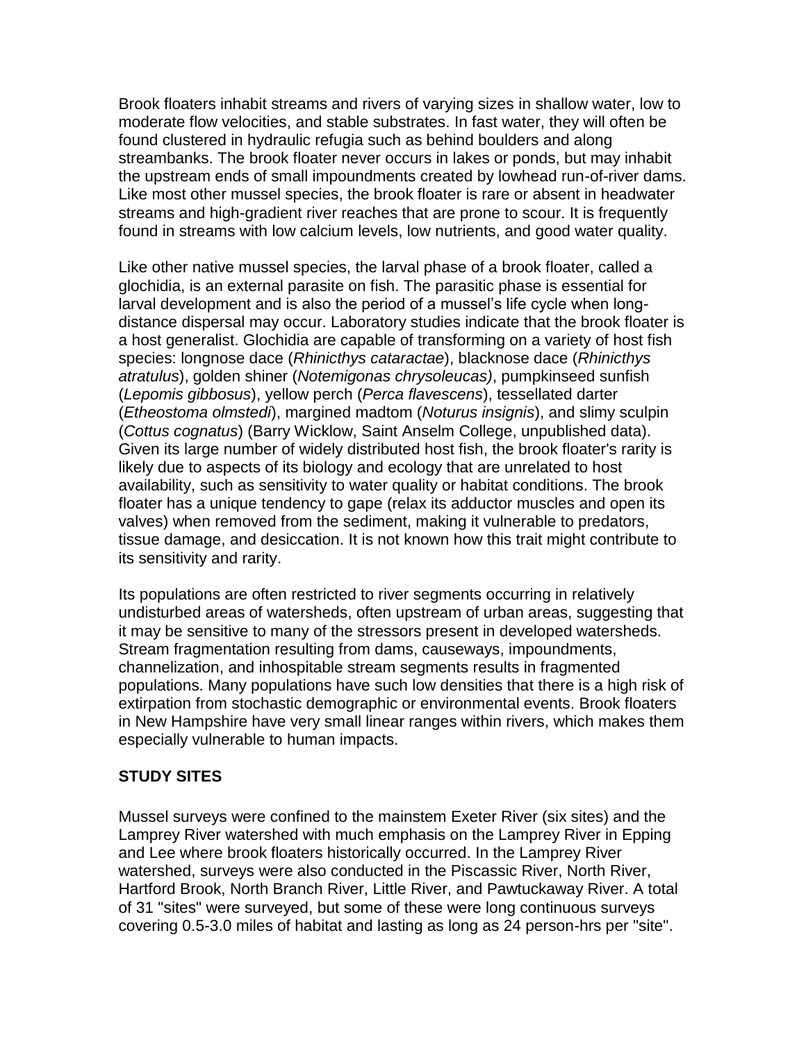Brook floaters inhabit streams and rivers of varying sizes in shallow water, low to moderate flow velocities, and stable substrates. In fast water, they will often be found clustered in hydraulic refugia such as behind boulders and along streambanks. The brook floater never occurs in lakes or ponds, but may inhabit the upstream ends of small impoundments created by lowhead run-of-river dams. Like most other mussel species, the brook floater is rare or absent in headwater streams and high-gradient river reaches that are prone to scour. It is frequently found in streams with low calcium levels, low nutrients, and good water quality.

Like other native mussel species, the larval phase of a brook floater, called a glochidia, is an external parasite on fish. The parasitic phase is essential for larval development and is also the period of a mussel's life cycle when long-distance dispersal may occur. Laboratory studies indicate that the brook floater is a host generalist. Glochidia are capable of transforming on a variety of host fish species: longnose dace (*Rhinicthys cataractae*), blacknose dace (*Rhinicthys atratulus*), golden shiner (*Notemigonas chrysoleucas)*, pumpkinseed sunfish (*Lepomis gibbosus*), yellow perch (*Perca flavescens*), tessellated darter (*Etheostoma olmstedi*), margined madtom (*Noturus insignis*), and slimy sculpin (*Cottus cognatus*) (Barry Wicklow, Saint Anselm College, unpublished data). Given its large number of widely distributed host fish, the brook floater's rarity is likely due to aspects of its biology and ecology that are unrelated to host availability, such as sensitivity to water quality or habitat conditions. The brook floater has a unique tendency to gape (relax its adductor muscles and open its valves) when removed from the sediment, making it vulnerable to predators, tissue damage, and desiccation. It is not known how this trait might contribute to its sensitivity and rarity.

Its populations are often restricted to river segments occurring in relatively undisturbed areas of watersheds, often upstream of urban areas, suggesting that it may be sensitive to many of the stressors present in developed watersheds. Stream fragmentation resulting from dams, causeways, impoundments, channelization, and inhospitable stream segments results in fragmented populations. Many populations have such low densities that there is a high risk of extirpation from stochastic demographic or environmental events. Brook floaters in New Hampshire have very small linear ranges within rivers, which makes them especially vulnerable to human impacts.

## STUDY SITES

Mussel surveys were confined to the mainstem Exeter River (six sites) and the Lamprey River watershed with much emphasis on the Lamprey River in Epping and Lee where brook floaters historically occurred. In the Lamprey River watershed, surveys were also conducted in the Piscassic River, North River, Hartford Brook, North Branch River, Little River, and Pawtuckaway River. A total of 31 "sites" were surveyed, but some of these were long continuous surveys covering 0.5-3.0 miles of habitat and lasting as long as 24 person-hrs per "site".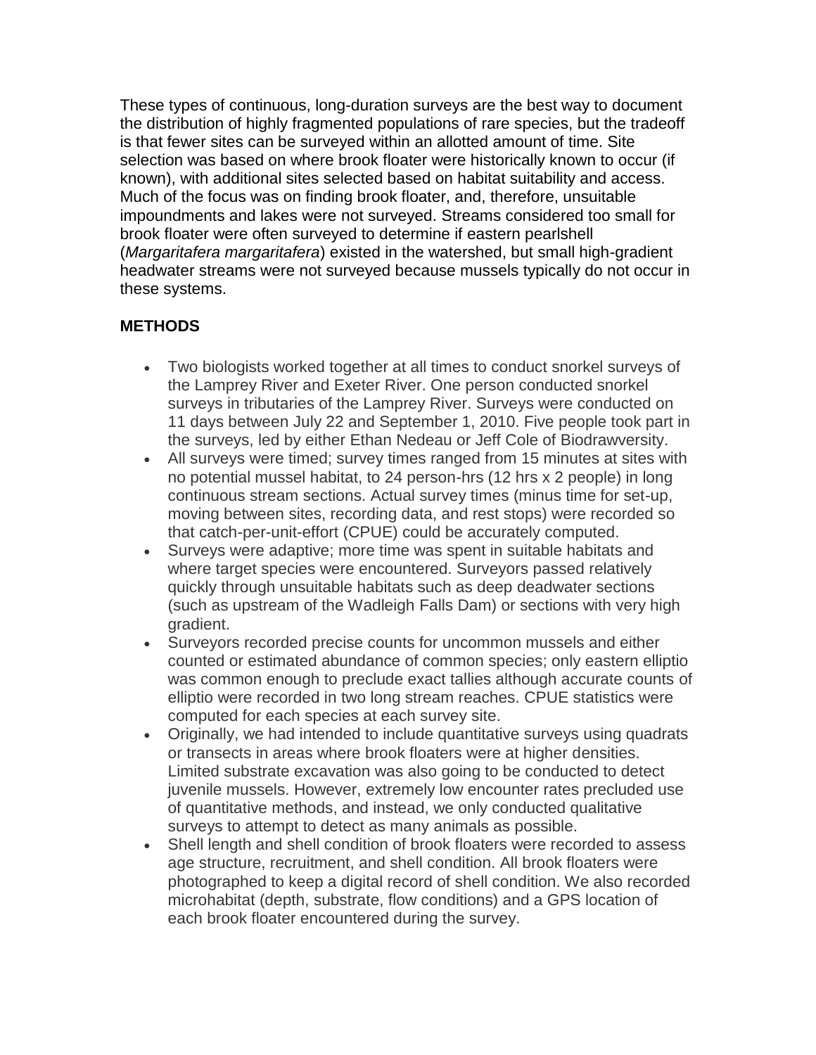These types of continuous, long-duration surveys are the best way to document the distribution of highly fragmented populations of rare species, but the tradeoff is that fewer sites can be surveyed within an allotted amount of time. Site selection was based on where brook floater were historically known to occur (if known), with additional sites selected based on habitat suitability and access. Much of the focus was on finding brook floater, and, therefore, unsuitable impoundments and lakes were not surveyed. Streams considered too small for brook floater were often surveyed to determine if eastern pearlshell (*Margaritafera margaritafera*) existed in the watershed, but small high-gradient headwater streams were not surveyed because mussels typically do not occur in these systems.

## METHODS

- Two biologists worked together at all times to conduct snorkel surveys of the Lamprey River and Exeter River. One person conducted snorkel surveys in tributaries of the Lamprey River. Surveys were conducted on 11 days between July 22 and September 1, 2010. Five people took part in the surveys, led by either Ethan Nedeau or Jeff Cole of Biodrawversity.
- All surveys were timed; survey times ranged from 15 minutes at sites with no potential mussel habitat, to 24 person-hrs (12 hrs x 2 people) in long continuous stream sections. Actual survey times (minus time for set-up, moving between sites, recording data, and rest stops) were recorded so that catch-per-unit-effort (CPUE) could be accurately computed.
- Surveys were adaptive; more time was spent in suitable habitats and where target species were encountered. Surveyors passed relatively quickly through unsuitable habitats such as deep deadwater sections (such as upstream of the Wadleigh Falls Dam) or sections with very high gradient.
- Surveyors recorded precise counts for uncommon mussels and either counted or estimated abundance of common species; only eastern elliptio was common enough to preclude exact tallies although accurate counts of elliptio were recorded in two long stream reaches. CPUE statistics were computed for each species at each survey site.
- Originally, we had intended to include quantitative surveys using quadrats or transects in areas where brook floaters were at higher densities. Limited substrate excavation was also going to be conducted to detect juvenile mussels. However, extremely low encounter rates precluded use of quantitative methods, and instead, we only conducted qualitative surveys to attempt to detect as many animals as possible.
- Shell length and shell condition of brook floaters were recorded to assess age structure, recruitment, and shell condition. All brook floaters were photographed to keep a digital record of shell condition. We also recorded microhabitat (depth, substrate, flow conditions) and a GPS location of each brook floater encountered during the survey.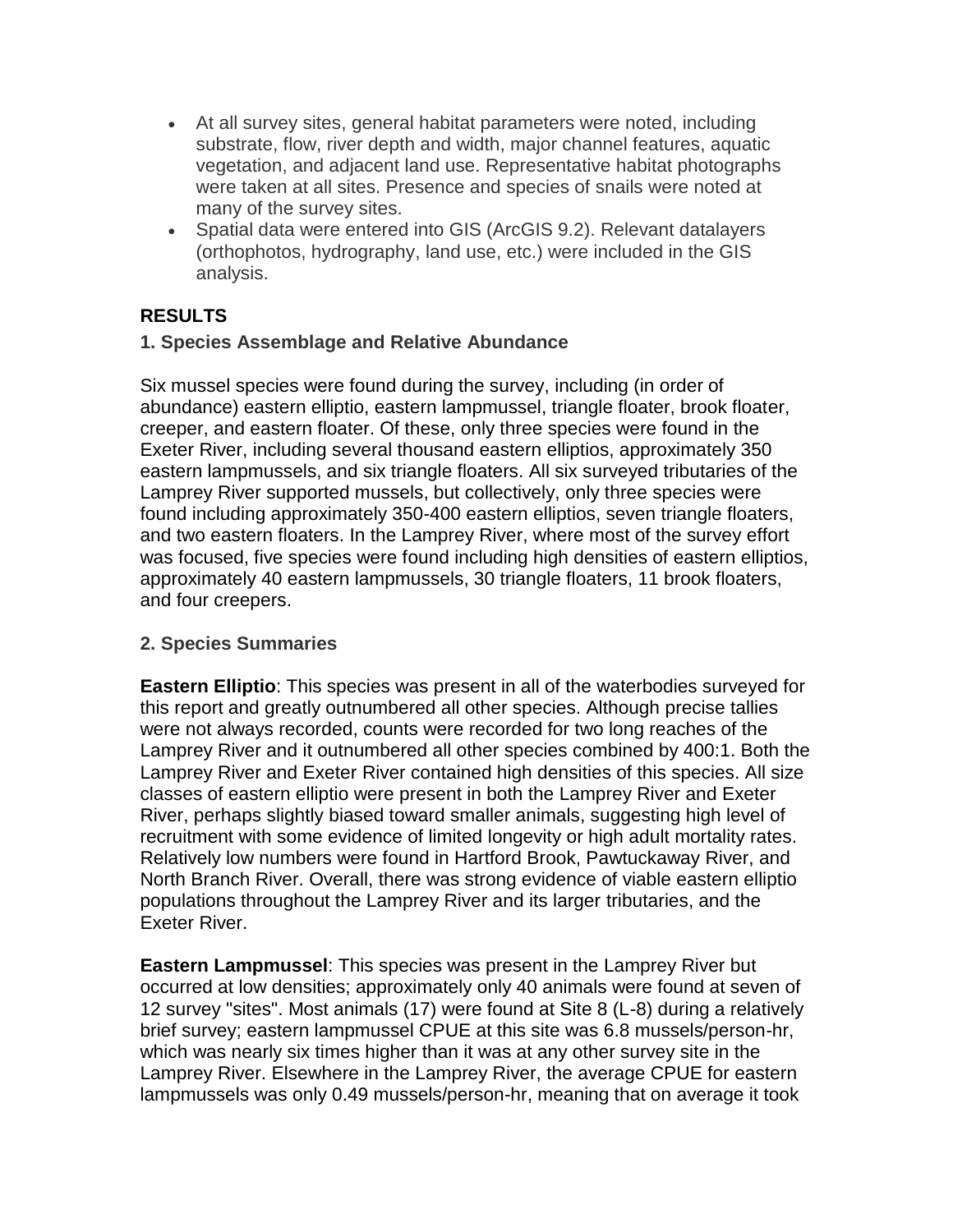- At all survey sites, general habitat parameters were noted, including substrate, flow, river depth and width, major channel features, aquatic vegetation, and adjacent land use. Representative habitat photographs were taken at all sites. Presence and species of snails were noted at many of the survey sites.
- Spatial data were entered into GIS (ArcGIS 9.2). Relevant datalayers (orthophotos, hydrography, land use, etc.) were included in the GIS analysis.

## RESULTS

### 1. Species Assemblage and Relative Abundance

Six mussel species were found during the survey, including (in order of abundance) eastern elliptio, eastern lampmussel, triangle floater, brook floater, creeper, and eastern floater. Of these, only three species were found in the Exeter River, including several thousand eastern elliptios, approximately 350 eastern lampmussels, and six triangle floaters. All six surveyed tributaries of the Lamprey River supported mussels, but collectively, only three species were found including approximately 350-400 eastern elliptios, seven triangle floaters, and two eastern floaters. In the Lamprey River, where most of the survey effort was focused, five species were found including high densities of eastern elliptios, approximately 40 eastern lampmussels, 30 triangle floaters, 11 brook floaters, and four creepers.

### 2. Species Summaries

**Eastern Elliptio**: This species was present in all of the waterbodies surveyed for this report and greatly outnumbered all other species. Although precise tallies were not always recorded, counts were recorded for two long reaches of the Lamprey River and it outnumbered all other species combined by 400:1. Both the Lamprey River and Exeter River contained high densities of this species. All size classes of eastern elliptio were present in both the Lamprey River and Exeter River, perhaps slightly biased toward smaller animals, suggesting high level of recruitment with some evidence of limited longevity or high adult mortality rates. Relatively low numbers were found in Hartford Brook, Pawtuckaway River, and North Branch River. Overall, there was strong evidence of viable eastern elliptio populations throughout the Lamprey River and its larger tributaries, and the Exeter River.

**Eastern Lampmussel**: This species was present in the Lamprey River but occurred at low densities; approximately only 40 animals were found at seven of 12 survey "sites". Most animals (17) were found at Site 8 (L-8) during a relatively brief survey; eastern lampmussel CPUE at this site was 6.8 mussels/person-hr, which was nearly six times higher than it was at any other survey site in the Lamprey River. Elsewhere in the Lamprey River, the average CPUE for eastern lampmussels was only 0.49 mussels/person-hr, meaning that on average it took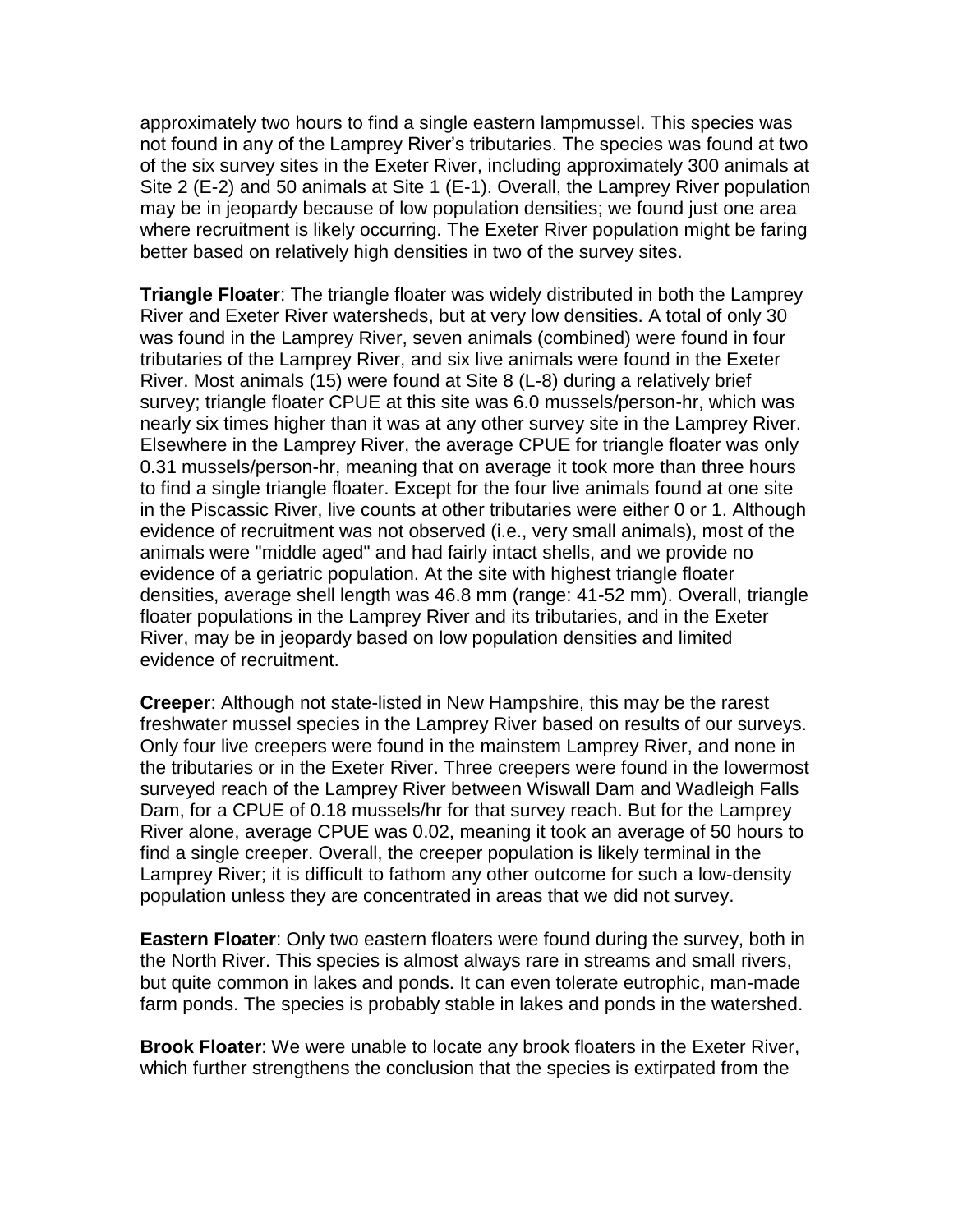approximately two hours to find a single eastern lampmussel. This species was not found in any of the Lamprey River's tributaries. The species was found at two of the six survey sites in the Exeter River, including approximately 300 animals at Site 2 (E-2) and 50 animals at Site 1 (E-1). Overall, the Lamprey River population may be in jeopardy because of low population densities; we found just one area where recruitment is likely occurring. The Exeter River population might be faring better based on relatively high densities in two of the survey sites.

**Triangle Floater**: The triangle floater was widely distributed in both the Lamprey River and Exeter River watersheds, but at very low densities. A total of only 30 was found in the Lamprey River, seven animals (combined) were found in four tributaries of the Lamprey River, and six live animals were found in the Exeter River. Most animals (15) were found at Site 8 (L-8) during a relatively brief survey; triangle floater CPUE at this site was 6.0 mussels/person-hr, which was nearly six times higher than it was at any other survey site in the Lamprey River. Elsewhere in the Lamprey River, the average CPUE for triangle floater was only 0.31 mussels/person-hr, meaning that on average it took more than three hours to find a single triangle floater. Except for the four live animals found at one site in the Piscassic River, live counts at other tributaries were either 0 or 1. Although evidence of recruitment was not observed (i.e., very small animals), most of the animals were "middle aged" and had fairly intact shells, and we provide no evidence of a geriatric population. At the site with highest triangle floater densities, average shell length was 46.8 mm (range: 41-52 mm). Overall, triangle floater populations in the Lamprey River and its tributaries, and in the Exeter River, may be in jeopardy based on low population densities and limited evidence of recruitment.

**Creeper**: Although not state-listed in New Hampshire, this may be the rarest freshwater mussel species in the Lamprey River based on results of our surveys. Only four live creepers were found in the mainstem Lamprey River, and none in the tributaries or in the Exeter River. Three creepers were found in the lowermost surveyed reach of the Lamprey River between Wiswall Dam and Wadleigh Falls Dam, for a CPUE of 0.18 mussels/hr for that survey reach. But for the Lamprey River alone, average CPUE was 0.02, meaning it took an average of 50 hours to find a single creeper. Overall, the creeper population is likely terminal in the Lamprey River; it is difficult to fathom any other outcome for such a low-density population unless they are concentrated in areas that we did not survey.

**Eastern Floater**: Only two eastern floaters were found during the survey, both in the North River. This species is almost always rare in streams and small rivers, but quite common in lakes and ponds. It can even tolerate eutrophic, man-made farm ponds. The species is probably stable in lakes and ponds in the watershed.

**Brook Floater**: We were unable to locate any brook floaters in the Exeter River, which further strengthens the conclusion that the species is extirpated from the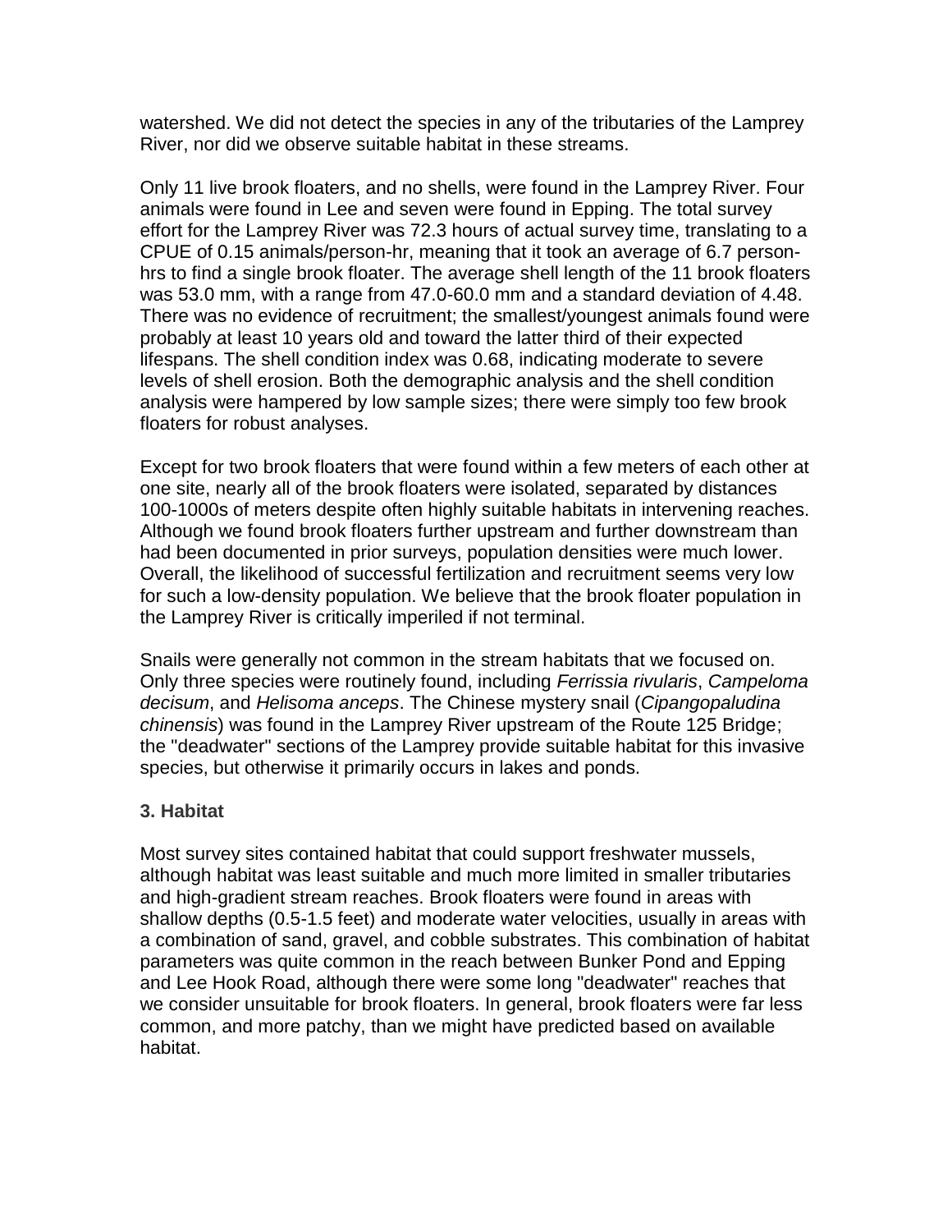watershed. We did not detect the species in any of the tributaries of the Lamprey River, nor did we observe suitable habitat in these streams.

Only 11 live brook floaters, and no shells, were found in the Lamprey River. Four animals were found in Lee and seven were found in Epping. The total survey effort for the Lamprey River was 72.3 hours of actual survey time, translating to a CPUE of 0.15 animals/person-hr, meaning that it took an average of 6.7 person-hrs to find a single brook floater. The average shell length of the 11 brook floaters was 53.0 mm, with a range from 47.0-60.0 mm and a standard deviation of 4.48. There was no evidence of recruitment; the smallest/youngest animals found were probably at least 10 years old and toward the latter third of their expected lifespans. The shell condition index was 0.68, indicating moderate to severe levels of shell erosion. Both the demographic analysis and the shell condition analysis were hampered by low sample sizes; there were simply too few brook floaters for robust analyses.

Except for two brook floaters that were found within a few meters of each other at one site, nearly all of the brook floaters were isolated, separated by distances 100-1000s of meters despite often highly suitable habitats in intervening reaches. Although we found brook floaters further upstream and further downstream than had been documented in prior surveys, population densities were much lower. Overall, the likelihood of successful fertilization and recruitment seems very low for such a low-density population. We believe that the brook floater population in the Lamprey River is critically imperiled if not terminal.

Snails were generally not common in the stream habitats that we focused on. Only three species were routinely found, including *Ferrissia rivularis*, *Campeloma decisum*, and *Helisoma anceps*. The Chinese mystery snail (*Cipangopaludina chinensis*) was found in the Lamprey River upstream of the Route 125 Bridge; the "deadwater" sections of the Lamprey provide suitable habitat for this invasive species, but otherwise it primarily occurs in lakes and ponds.

### 3. Habitat

Most survey sites contained habitat that could support freshwater mussels, although habitat was least suitable and much more limited in smaller tributaries and high-gradient stream reaches. Brook floaters were found in areas with shallow depths (0.5-1.5 feet) and moderate water velocities, usually in areas with a combination of sand, gravel, and cobble substrates. This combination of habitat parameters was quite common in the reach between Bunker Pond and Epping and Lee Hook Road, although there were some long "deadwater" reaches that we consider unsuitable for brook floaters. In general, brook floaters were far less common, and more patchy, than we might have predicted based on available habitat.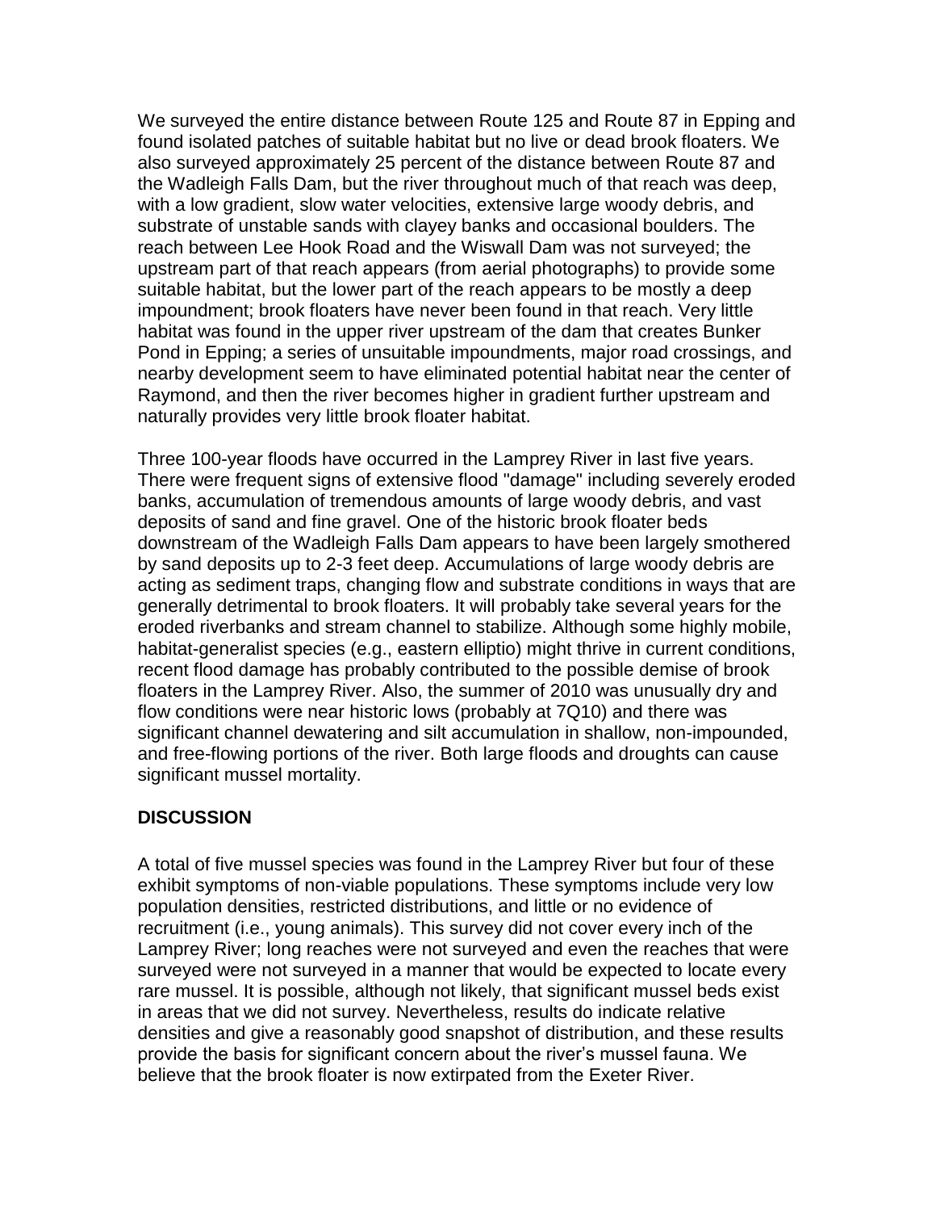We surveyed the entire distance between Route 125 and Route 87 in Epping and found isolated patches of suitable habitat but no live or dead brook floaters. We also surveyed approximately 25 percent of the distance between Route 87 and the Wadleigh Falls Dam, but the river throughout much of that reach was deep, with a low gradient, slow water velocities, extensive large woody debris, and substrate of unstable sands with clayey banks and occasional boulders. The reach between Lee Hook Road and the Wiswall Dam was not surveyed; the upstream part of that reach appears (from aerial photographs) to provide some suitable habitat, but the lower part of the reach appears to be mostly a deep impoundment; brook floaters have never been found in that reach. Very little habitat was found in the upper river upstream of the dam that creates Bunker Pond in Epping; a series of unsuitable impoundments, major road crossings, and nearby development seem to have eliminated potential habitat near the center of Raymond, and then the river becomes higher in gradient further upstream and naturally provides very little brook floater habitat.

Three 100-year floods have occurred in the Lamprey River in last five years. There were frequent signs of extensive flood "damage" including severely eroded banks, accumulation of tremendous amounts of large woody debris, and vast deposits of sand and fine gravel. One of the historic brook floater beds downstream of the Wadleigh Falls Dam appears to have been largely smothered by sand deposits up to 2-3 feet deep. Accumulations of large woody debris are acting as sediment traps, changing flow and substrate conditions in ways that are generally detrimental to brook floaters. It will probably take several years for the eroded riverbanks and stream channel to stabilize. Although some highly mobile, habitat-generalist species (e.g., eastern elliptio) might thrive in current conditions, recent flood damage has probably contributed to the possible demise of brook floaters in the Lamprey River. Also, the summer of 2010 was unusually dry and flow conditions were near historic lows (probably at 7Q10) and there was significant channel dewatering and silt accumulation in shallow, non-impounded, and free-flowing portions of the river. Both large floods and droughts can cause significant mussel mortality.

## DISCUSSION

A total of five mussel species was found in the Lamprey River but four of these exhibit symptoms of non-viable populations. These symptoms include very low population densities, restricted distributions, and little or no evidence of recruitment (i.e., young animals). This survey did not cover every inch of the Lamprey River; long reaches were not surveyed and even the reaches that were surveyed were not surveyed in a manner that would be expected to locate every rare mussel. It is possible, although not likely, that significant mussel beds exist in areas that we did not survey. Nevertheless, results do indicate relative densities and give a reasonably good snapshot of distribution, and these results provide the basis for significant concern about the river's mussel fauna. We believe that the brook floater is now extirpated from the Exeter River.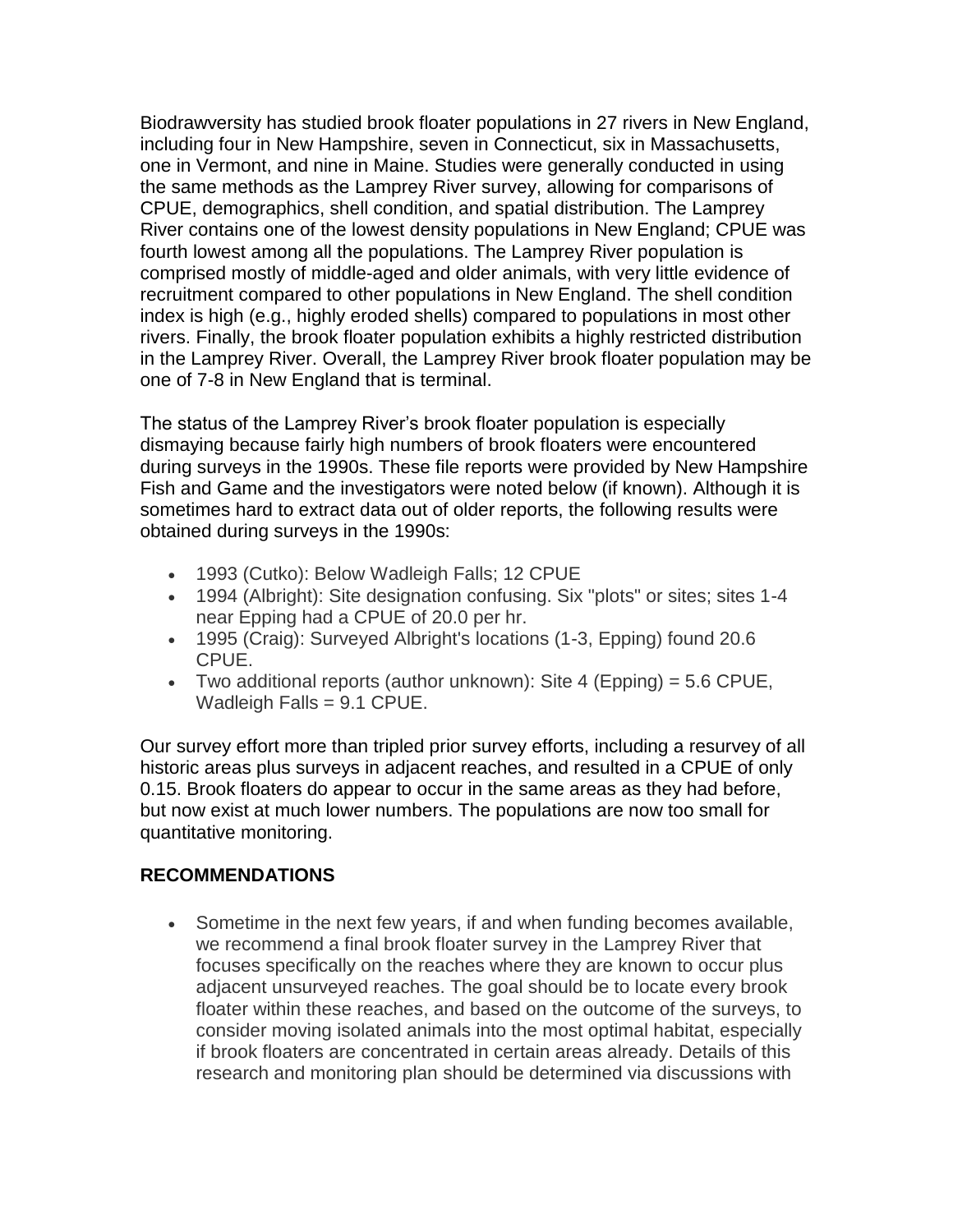Biodrawversity has studied brook floater populations in 27 rivers in New England, including four in New Hampshire, seven in Connecticut, six in Massachusetts, one in Vermont, and nine in Maine. Studies were generally conducted in using the same methods as the Lamprey River survey, allowing for comparisons of CPUE, demographics, shell condition, and spatial distribution. The Lamprey River contains one of the lowest density populations in New England; CPUE was fourth lowest among all the populations. The Lamprey River population is comprised mostly of middle-aged and older animals, with very little evidence of recruitment compared to other populations in New England. The shell condition index is high (e.g., highly eroded shells) compared to populations in most other rivers. Finally, the brook floater population exhibits a highly restricted distribution in the Lamprey River. Overall, the Lamprey River brook floater population may be one of 7-8 in New England that is terminal.

The status of the Lamprey River's brook floater population is especially dismaying because fairly high numbers of brook floaters were encountered during surveys in the 1990s. These file reports were provided by New Hampshire Fish and Game and the investigators were noted below (if known). Although it is sometimes hard to extract data out of older reports, the following results were obtained during surveys in the 1990s:

- 1993 (Cutko): Below Wadleigh Falls; 12 CPUE
- 1994 (Albright): Site designation confusing. Six "plots" or sites; sites 1-4 near Epping had a CPUE of 20.0 per hr.
- 1995 (Craig): Surveyed Albright's locations (1-3, Epping) found 20.6 CPUE.
- Two additional reports (author unknown): Site 4 (Epping) = 5.6 CPUE, Wadleigh Falls = 9.1 CPUE.

Our survey effort more than tripled prior survey efforts, including a resurvey of all historic areas plus surveys in adjacent reaches, and resulted in a CPUE of only 0.15. Brook floaters do appear to occur in the same areas as they had before, but now exist at much lower numbers. The populations are now too small for quantitative monitoring.

## RECOMMENDATIONS

- Sometime in the next few years, if and when funding becomes available, we recommend a final brook floater survey in the Lamprey River that focuses specifically on the reaches where they are known to occur plus adjacent unsurveyed reaches. The goal should be to locate every brook floater within these reaches, and based on the outcome of the surveys, to consider moving isolated animals into the most optimal habitat, especially if brook floaters are concentrated in certain areas already. Details of this research and monitoring plan should be determined via discussions with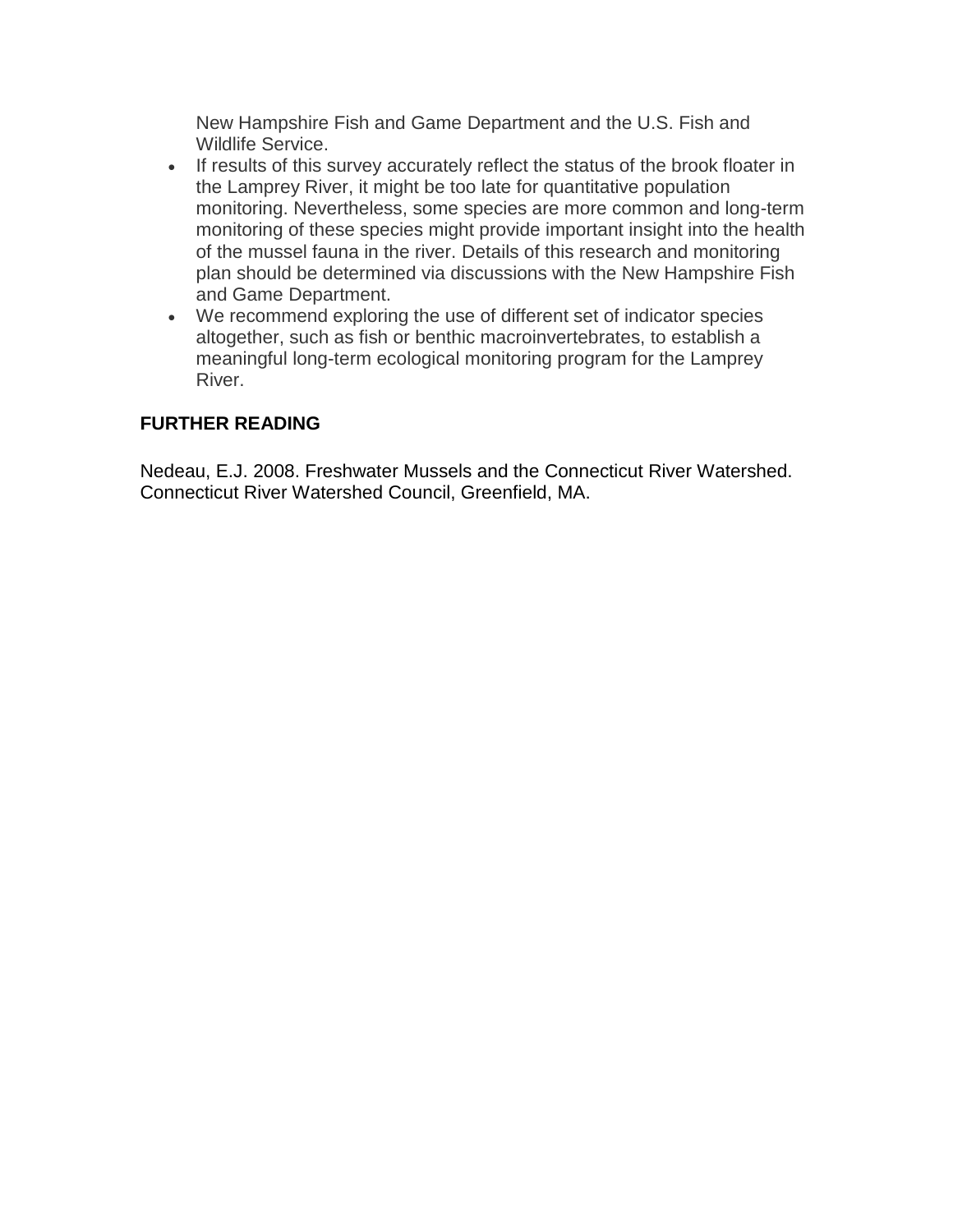New Hampshire Fish and Game Department and the U.S. Fish and Wildlife Service.

- If results of this survey accurately reflect the status of the brook floater in the Lamprey River, it might be too late for quantitative population monitoring. Nevertheless, some species are more common and long-term monitoring of these species might provide important insight into the health of the mussel fauna in the river. Details of this research and monitoring plan should be determined via discussions with the New Hampshire Fish and Game Department.
- We recommend exploring the use of different set of indicator species altogether, such as fish or benthic macroinvertebrates, to establish a meaningful long-term ecological monitoring program for the Lamprey River.

## FURTHER READING

Nedeau, E.J. 2008. Freshwater Mussels and the Connecticut River Watershed. Connecticut River Watershed Council, Greenfield, MA.